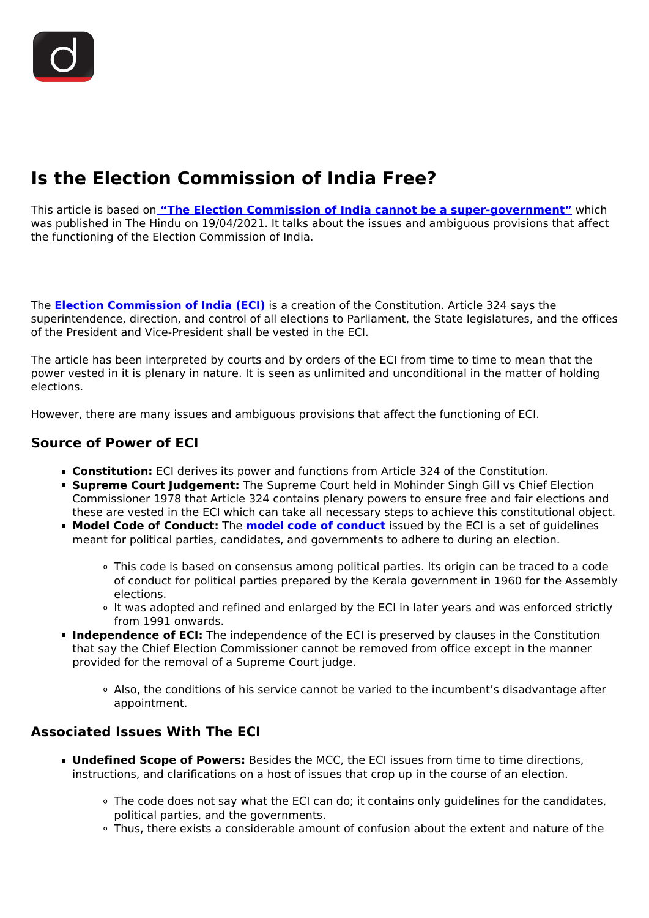# Is the Election Commission of India Free?

This article is based on **"The Election Commission of India cannot be a super-government"** which was published in The Hindu on 19/04/2021. It talks about the issues and ambiguous provisions that affect the functioning of the Election Commission of India.

The **Election Commission of India (ECI)** is a creation of the Constitution. Article 324 says the superintendence, direction, and control of all elections to Parliament, the State legislatures, and the offices of the President and Vice-President shall be vested in the ECI.

The article has been interpreted by courts and by orders of the ECI from time to time to mean that the power vested in it is plenary in nature. It is seen as unlimited and unconditional in the matter of holding elections.

However, there are many issues and ambiguous provisions that affect the functioning of ECI.

## Source of Power of ECI

- **Constitution:** ECI derives its power and functions from Article 324 of the Constitution.
- **Supreme Court Judgement:** The Supreme Court held in Mohinder Singh Gill vs Chief Election Commissioner 1978 that Article 324 contains plenary powers to ensure free and fair elections and these are vested in the ECI which can take all necessary steps to achieve this constitutional object.
- **Model Code of Conduct:** The **model code of conduct** issued by the ECI is a set of guidelines meant for political parties, candidates, and governments to adhere to during an election.
  - This code is based on consensus among political parties. Its origin can be traced to a code of conduct for political parties prepared by the Kerala government in 1960 for the Assembly elections.
  - It was adopted and refined and enlarged by the ECI in later years and was enforced strictly from 1991 onwards.
- **Independence of ECI:** The independence of the ECI is preserved by clauses in the Constitution that say the Chief Election Commissioner cannot be removed from office except in the manner provided for the removal of a Supreme Court judge.
  - Also, the conditions of his service cannot be varied to the incumbent's disadvantage after appointment.

## Associated Issues With The ECI

- **Undefined Scope of Powers:** Besides the MCC, the ECI issues from time to time directions, instructions, and clarifications on a host of issues that crop up in the course of an election.
  - The code does not say what the ECI can do; it contains only guidelines for the candidates, political parties, and the governments.
  - Thus, there exists a considerable amount of confusion about the extent and nature of the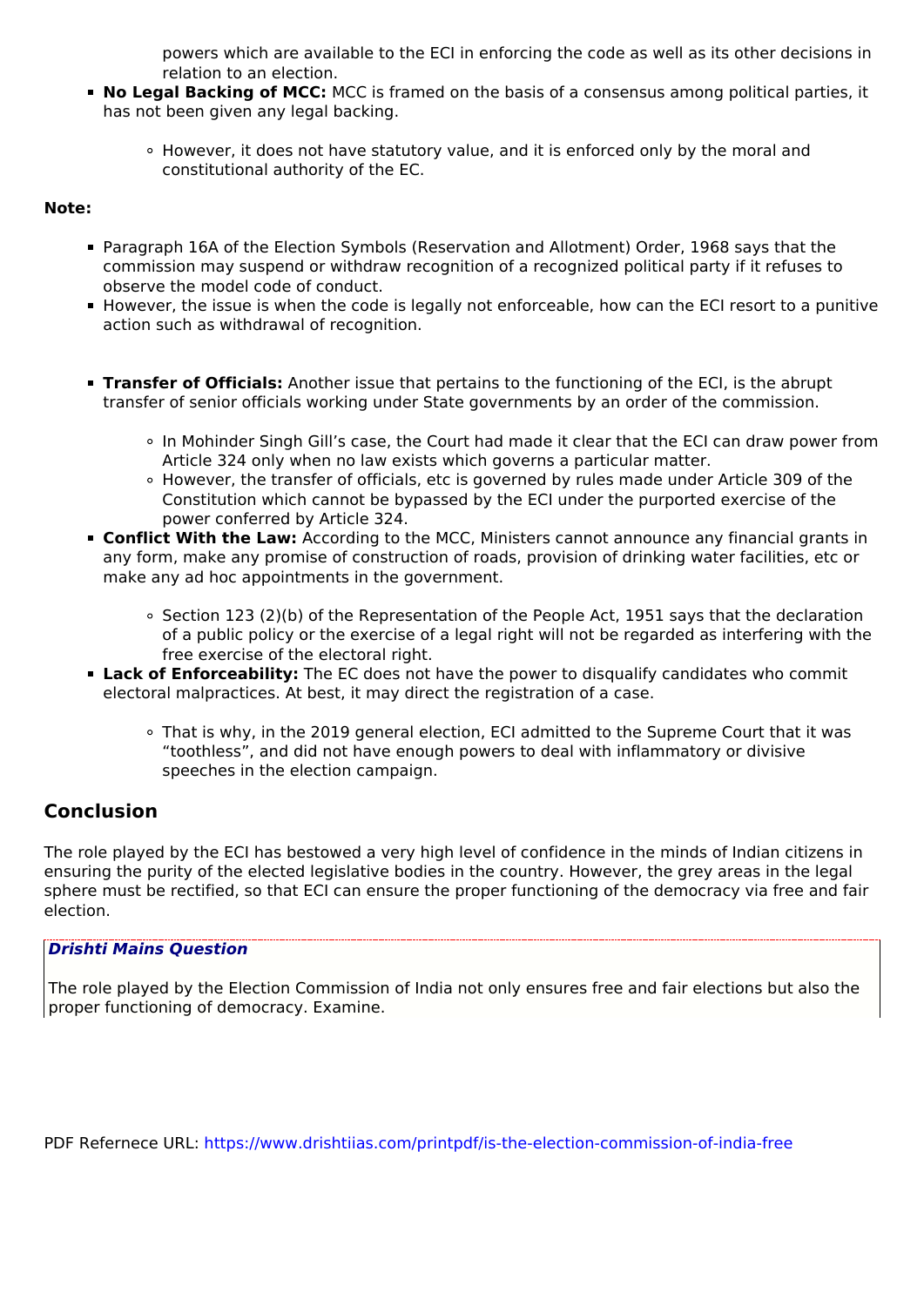powers which are available to the ECI in enforcing the code as well as its other decisions in relation to an election.

- **No Legal Backing of MCC:** MCC is framed on the basis of a consensus among political parties, it has not been given any legal backing.
  - However, it does not have statutory value, and it is enforced only by the moral and constitutional authority of the EC.

**Note:**

- Paragraph 16A of the Election Symbols (Reservation and Allotment) Order, 1968 says that the commission may suspend or withdraw recognition of a recognized political party if it refuses to observe the model code of conduct.
- However, the issue is when the code is legally not enforceable, how can the ECI resort to a punitive action such as withdrawal of recognition.

- **Transfer of Officials:** Another issue that pertains to the functioning of the ECI, is the abrupt transfer of senior officials working under State governments by an order of the commission.
  - In Mohinder Singh Gill's case, the Court had made it clear that the ECI can draw power from Article 324 only when no law exists which governs a particular matter.
  - However, the transfer of officials, etc is governed by rules made under Article 309 of the Constitution which cannot be bypassed by the ECI under the purported exercise of the power conferred by Article 324.
- **Conflict With the Law:** According to the MCC, Ministers cannot announce any financial grants in any form, make any promise of construction of roads, provision of drinking water facilities, etc or make any ad hoc appointments in the government.
  - Section 123 (2)(b) of the Representation of the People Act, 1951 says that the declaration of a public policy or the exercise of a legal right will not be regarded as interfering with the free exercise of the electoral right.
- **Lack of Enforceability:** The EC does not have the power to disqualify candidates who commit electoral malpractices. At best, it may direct the registration of a case.
  - That is why, in the 2019 general election, ECI admitted to the Supreme Court that it was "toothless", and did not have enough powers to deal with inflammatory or divisive speeches in the election campaign.

## Conclusion

The role played by the ECI has bestowed a very high level of confidence in the minds of Indian citizens in ensuring the purity of the elected legislative bodies in the country. However, the grey areas in the legal sphere must be rectified, so that ECI can ensure the proper functioning of the democracy via free and fair election.

***Drishti Mains Question***

The role played by the Election Commission of India not only ensures free and fair elections but also the proper functioning of democracy. Examine.

PDF Refernece URL: https://www.drishtiias.com/printpdf/is-the-election-commission-of-india-free